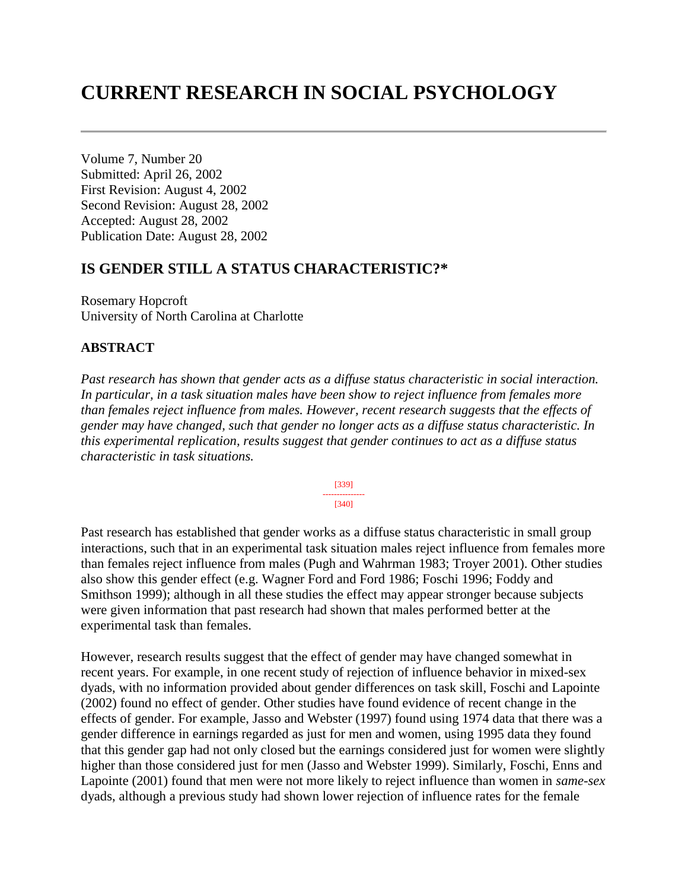# CURRENT RESEARCH IN SOCIAL PSYCHOLOGY

Volume 7, Number 20
Submitted: April 26, 2002
First Revision: August 4, 2002
Second Revision: August 28, 2002
Accepted: August 28, 2002
Publication Date: August 28, 2002

## IS GENDER STILL A STATUS CHARACTERISTIC?*

Rosemary Hopcroft
University of North Carolina at Charlotte

### ABSTRACT

*Past research has shown that gender acts as a diffuse status characteristic in social interaction. In particular, in a task situation males have been show to reject influence from females more than females reject influence from males. However, recent research suggests that the effects of gender may have changed, such that gender no longer acts as a diffuse status characteristic. In this experimental replication, results suggest that gender continues to act as a diffuse status characteristic in task situations.*

[339]
---------------
[340]

Past research has established that gender works as a diffuse status characteristic in small group interactions, such that in an experimental task situation males reject influence from females more than females reject influence from males (Pugh and Wahrman 1983; Troyer 2001). Other studies also show this gender effect (e.g. Wagner Ford and Ford 1986; Foschi 1996; Foddy and Smithson 1999); although in all these studies the effect may appear stronger because subjects were given information that past research had shown that males performed better at the experimental task than females.

However, research results suggest that the effect of gender may have changed somewhat in recent years. For example, in one recent study of rejection of influence behavior in mixed-sex dyads, with no information provided about gender differences on task skill, Foschi and Lapointe (2002) found no effect of gender. Other studies have found evidence of recent change in the effects of gender. For example, Jasso and Webster (1997) found using 1974 data that there was a gender difference in earnings regarded as just for men and women, using 1995 data they found that this gender gap had not only closed but the earnings considered just for women were slightly higher than those considered just for men (Jasso and Webster 1999). Similarly, Foschi, Enns and Lapointe (2001) found that men were not more likely to reject influence than women in *same-sex* dyads, although a previous study had shown lower rejection of influence rates for the female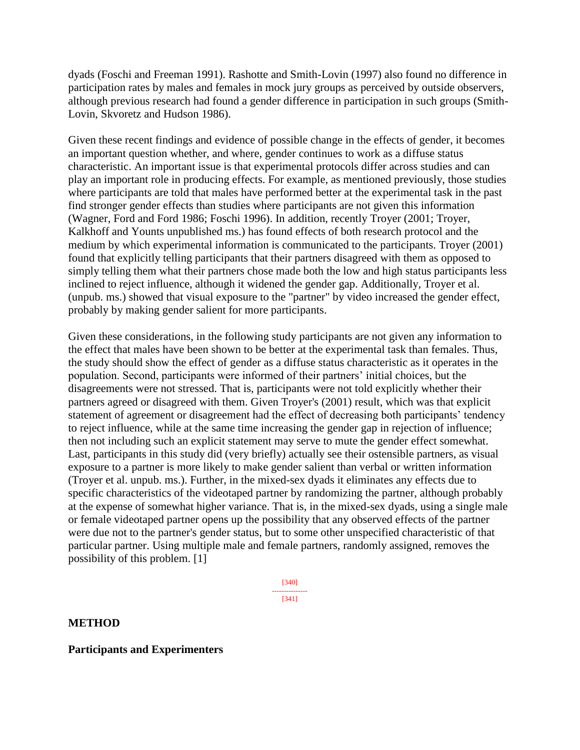dyads (Foschi and Freeman 1991). Rashotte and Smith-Lovin (1997) also found no difference in participation rates by males and females in mock jury groups as perceived by outside observers, although previous research had found a gender difference in participation in such groups (Smith-Lovin, Skvoretz and Hudson 1986).

Given these recent findings and evidence of possible change in the effects of gender, it becomes an important question whether, and where, gender continues to work as a diffuse status characteristic. An important issue is that experimental protocols differ across studies and can play an important role in producing effects. For example, as mentioned previously, those studies where participants are told that males have performed better at the experimental task in the past find stronger gender effects than studies where participants are not given this information (Wagner, Ford and Ford 1986; Foschi 1996). In addition, recently Troyer (2001; Troyer, Kalkhoff and Younts unpublished ms.) has found effects of both research protocol and the medium by which experimental information is communicated to the participants. Troyer (2001) found that explicitly telling participants that their partners disagreed with them as opposed to simply telling them what their partners chose made both the low and high status participants less inclined to reject influence, although it widened the gender gap. Additionally, Troyer et al. (unpub. ms.) showed that visual exposure to the "partner" by video increased the gender effect, probably by making gender salient for more participants.

Given these considerations, in the following study participants are not given any information to the effect that males have been shown to be better at the experimental task than females. Thus, the study should show the effect of gender as a diffuse status characteristic as it operates in the population. Second, participants were informed of their partners' initial choices, but the disagreements were not stressed. That is, participants were not told explicitly whether their partners agreed or disagreed with them. Given Troyer's (2001) result, which was that explicit statement of agreement or disagreement had the effect of decreasing both participants' tendency to reject influence, while at the same time increasing the gender gap in rejection of influence; then not including such an explicit statement may serve to mute the gender effect somewhat. Last, participants in this study did (very briefly) actually see their ostensible partners, as visual exposure to a partner is more likely to make gender salient than verbal or written information (Troyer et al. unpub. ms.). Further, in the mixed-sex dyads it eliminates any effects due to specific characteristics of the videotaped partner by randomizing the partner, although probably at the expense of somewhat higher variance. That is, in the mixed-sex dyads, using a single male or female videotaped partner opens up the possibility that any observed effects of the partner were due not to the partner's gender status, but to some other unspecified characteristic of that particular partner. Using multiple male and female partners, randomly assigned, removes the possibility of this problem. [1]

## METHOD

### Participants and Experimenters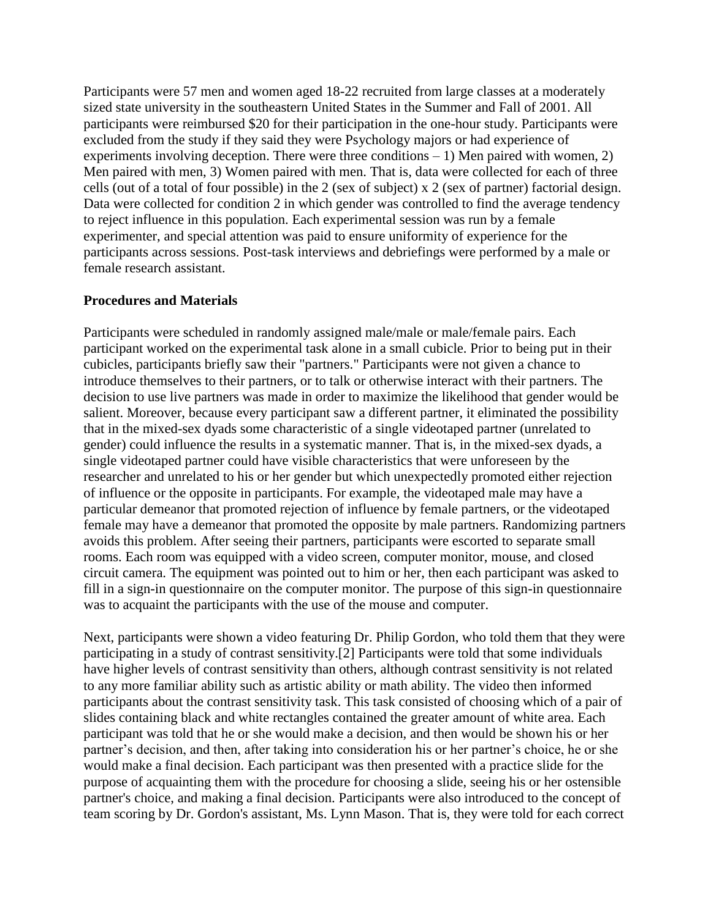Participants were 57 men and women aged 18-22 recruited from large classes at a moderately sized state university in the southeastern United States in the Summer and Fall of 2001. All participants were reimbursed $20 for their participation in the one-hour study. Participants were excluded from the study if they said they were Psychology majors or had experience of experiments involving deception. There were three conditions – 1) Men paired with women, 2) Men paired with men, 3) Women paired with men. That is, data were collected for each of three cells (out of a total of four possible) in the 2 (sex of subject) x 2 (sex of partner) factorial design. Data were collected for condition 2 in which gender was controlled to find the average tendency to reject influence in this population. Each experimental session was run by a female experimenter, and special attention was paid to ensure uniformity of experience for the participants across sessions. Post-task interviews and debriefings were performed by a male or female research assistant.

**Procedures and Materials**

Participants were scheduled in randomly assigned male/male or male/female pairs. Each participant worked on the experimental task alone in a small cubicle. Prior to being put in their cubicles, participants briefly saw their "partners." Participants were not given a chance to introduce themselves to their partners, or to talk or otherwise interact with their partners. The decision to use live partners was made in order to maximize the likelihood that gender would be salient. Moreover, because every participant saw a different partner, it eliminated the possibility that in the mixed-sex dyads some characteristic of a single videotaped partner (unrelated to gender) could influence the results in a systematic manner. That is, in the mixed-sex dyads, a single videotaped partner could have visible characteristics that were unforeseen by the researcher and unrelated to his or her gender but which unexpectedly promoted either rejection of influence or the opposite in participants. For example, the videotaped male may have a particular demeanor that promoted rejection of influence by female partners, or the videotaped female may have a demeanor that promoted the opposite by male partners. Randomizing partners avoids this problem. After seeing their partners, participants were escorted to separate small rooms. Each room was equipped with a video screen, computer monitor, mouse, and closed circuit camera. The equipment was pointed out to him or her, then each participant was asked to fill in a sign-in questionnaire on the computer monitor. The purpose of this sign-in questionnaire was to acquaint the participants with the use of the mouse and computer.

Next, participants were shown a video featuring Dr. Philip Gordon, who told them that they were participating in a study of contrast sensitivity.[2] Participants were told that some individuals have higher levels of contrast sensitivity than others, although contrast sensitivity is not related to any more familiar ability such as artistic ability or math ability. The video then informed participants about the contrast sensitivity task. This task consisted of choosing which of a pair of slides containing black and white rectangles contained the greater amount of white area. Each participant was told that he or she would make a decision, and then would be shown his or her partner's decision, and then, after taking into consideration his or her partner's choice, he or she would make a final decision. Each participant was then presented with a practice slide for the purpose of acquainting them with the procedure for choosing a slide, seeing his or her ostensible partner's choice, and making a final decision. Participants were also introduced to the concept of team scoring by Dr. Gordon's assistant, Ms. Lynn Mason. That is, they were told for each correct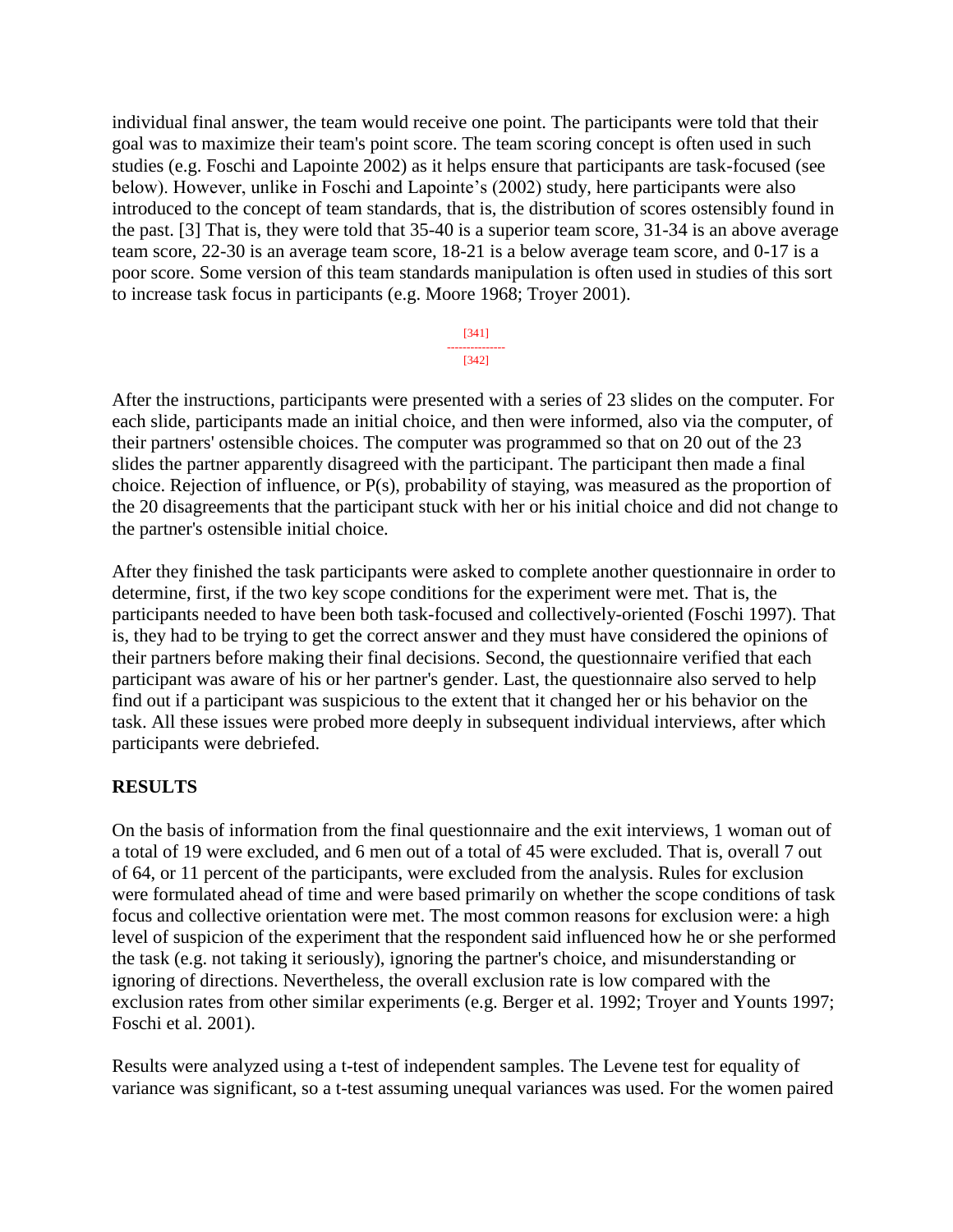individual final answer, the team would receive one point. The participants were told that their goal was to maximize their team's point score. The team scoring concept is often used in such studies (e.g. Foschi and Lapointe 2002) as it helps ensure that participants are task-focused (see below). However, unlike in Foschi and Lapointe's (2002) study, here participants were also introduced to the concept of team standards, that is, the distribution of scores ostensibly found in the past. [3] That is, they were told that 35-40 is a superior team score, 31-34 is an above average team score, 22-30 is an average team score, 18-21 is a below average team score, and 0-17 is a poor score. Some version of this team standards manipulation is often used in studies of this sort to increase task focus in participants (e.g. Moore 1968; Troyer 2001).

After the instructions, participants were presented with a series of 23 slides on the computer. For each slide, participants made an initial choice, and then were informed, also via the computer, of their partners' ostensible choices. The computer was programmed so that on 20 out of the 23 slides the partner apparently disagreed with the participant. The participant then made a final choice. Rejection of influence, or P(s), probability of staying, was measured as the proportion of the 20 disagreements that the participant stuck with her or his initial choice and did not change to the partner's ostensible initial choice.

After they finished the task participants were asked to complete another questionnaire in order to determine, first, if the two key scope conditions for the experiment were met. That is, the participants needed to have been both task-focused and collectively-oriented (Foschi 1997). That is, they had to be trying to get the correct answer and they must have considered the opinions of their partners before making their final decisions. Second, the questionnaire verified that each participant was aware of his or her partner's gender. Last, the questionnaire also served to help find out if a participant was suspicious to the extent that it changed her or his behavior on the task. All these issues were probed more deeply in subsequent individual interviews, after which participants were debriefed.

## RESULTS

On the basis of information from the final questionnaire and the exit interviews, 1 woman out of a total of 19 were excluded, and 6 men out of a total of 45 were excluded. That is, overall 7 out of 64, or 11 percent of the participants, were excluded from the analysis. Rules for exclusion were formulated ahead of time and were based primarily on whether the scope conditions of task focus and collective orientation were met. The most common reasons for exclusion were: a high level of suspicion of the experiment that the respondent said influenced how he or she performed the task (e.g. not taking it seriously), ignoring the partner's choice, and misunderstanding or ignoring of directions. Nevertheless, the overall exclusion rate is low compared with the exclusion rates from other similar experiments (e.g. Berger et al. 1992; Troyer and Younts 1997; Foschi et al. 2001).

Results were analyzed using a t-test of independent samples. The Levene test for equality of variance was significant, so a t-test assuming unequal variances was used. For the women paired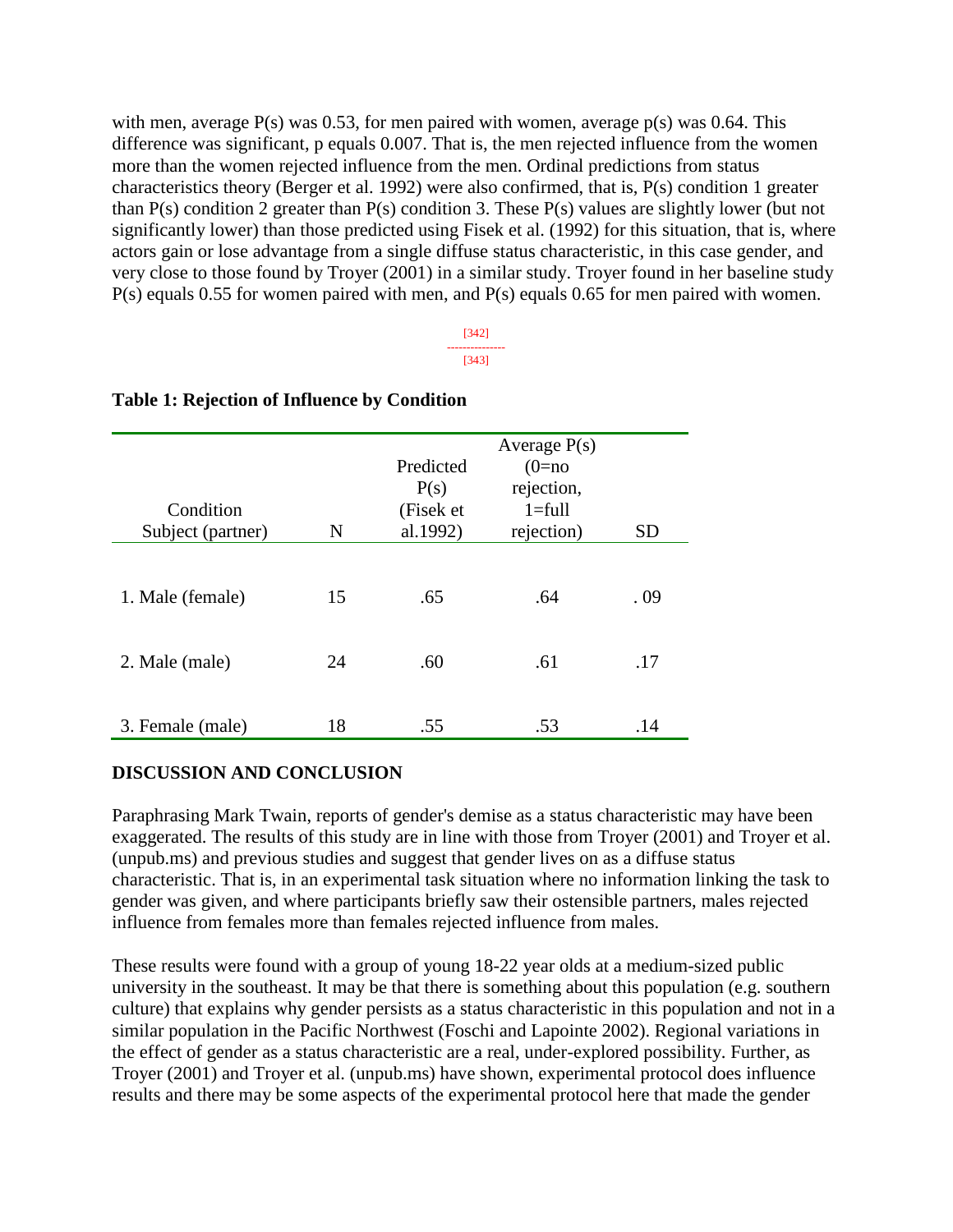with men, average P(s) was 0.53, for men paired with women, average p(s) was 0.64. This difference was significant, p equals 0.007. That is, the men rejected influence from the women more than the women rejected influence from the men. Ordinal predictions from status characteristics theory (Berger et al. 1992) were also confirmed, that is, P(s) condition 1 greater than P(s) condition 2 greater than P(s) condition 3. These P(s) values are slightly lower (but not significantly lower) than those predicted using Fisek et al. (1992) for this situation, that is, where actors gain or lose advantage from a single diffuse status characteristic, in this case gender, and very close to those found by Troyer (2001) in a similar study. Troyer found in her baseline study P(s) equals 0.55 for women paired with men, and P(s) equals 0.65 for men paired with women.

**Table 1: Rejection of Influence by Condition**

| Condition Subject (partner) | N | Predicted P(s) (Fisek et al.1992) | Average P(s) (0=no rejection, 1=full rejection) | SD |
|---|---|---|---|---|
| 1. Male (female) | 15 | .65 | .64 | . 09 |
| 2. Male (male) | 24 | .60 | .61 | .17 |
| 3. Female (male) | 18 | .55 | .53 | .14 |

**DISCUSSION AND CONCLUSION**

Paraphrasing Mark Twain, reports of gender's demise as a status characteristic may have been exaggerated. The results of this study are in line with those from Troyer (2001) and Troyer et al. (unpub.ms) and previous studies and suggest that gender lives on as a diffuse status characteristic. That is, in an experimental task situation where no information linking the task to gender was given, and where participants briefly saw their ostensible partners, males rejected influence from females more than females rejected influence from males.

These results were found with a group of young 18-22 year olds at a medium-sized public university in the southeast. It may be that there is something about this population (e.g. southern culture) that explains why gender persists as a status characteristic in this population and not in a similar population in the Pacific Northwest (Foschi and Lapointe 2002). Regional variations in the effect of gender as a status characteristic are a real, under-explored possibility. Further, as Troyer (2001) and Troyer et al. (unpub.ms) have shown, experimental protocol does influence results and there may be some aspects of the experimental protocol here that made the gender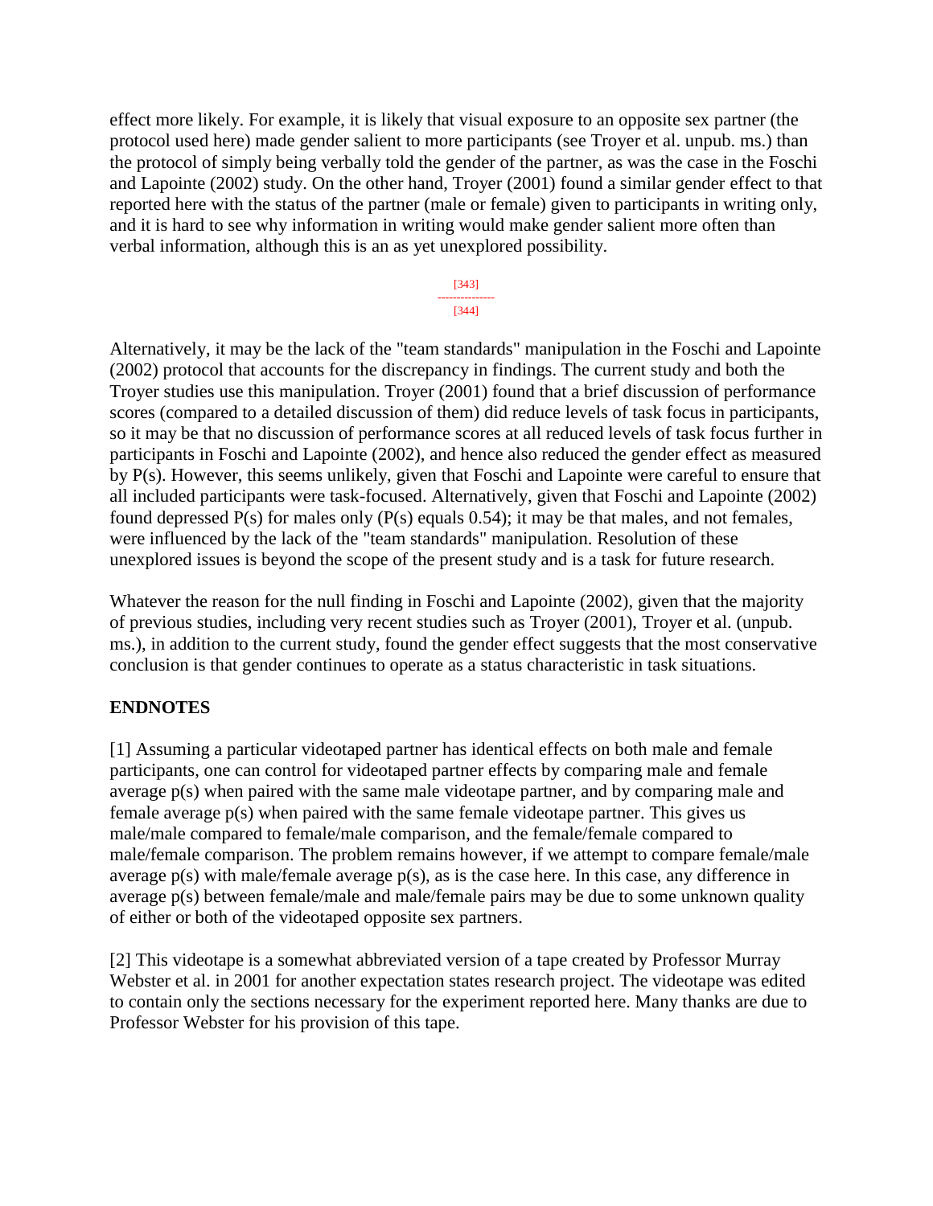effect more likely. For example, it is likely that visual exposure to an opposite sex partner (the protocol used here) made gender salient to more participants (see Troyer et al. unpub. ms.) than the protocol of simply being verbally told the gender of the partner, as was the case in the Foschi and Lapointe (2002) study. On the other hand, Troyer (2001) found a similar gender effect to that reported here with the status of the partner (male or female) given to participants in writing only, and it is hard to see why information in writing would make gender salient more often than verbal information, although this is an as yet unexplored possibility.

Alternatively, it may be the lack of the "team standards" manipulation in the Foschi and Lapointe (2002) protocol that accounts for the discrepancy in findings. The current study and both the Troyer studies use this manipulation. Troyer (2001) found that a brief discussion of performance scores (compared to a detailed discussion of them) did reduce levels of task focus in participants, so it may be that no discussion of performance scores at all reduced levels of task focus further in participants in Foschi and Lapointe (2002), and hence also reduced the gender effect as measured by P(s). However, this seems unlikely, given that Foschi and Lapointe were careful to ensure that all included participants were task-focused. Alternatively, given that Foschi and Lapointe (2002) found depressed P(s) for males only (P(s) equals 0.54); it may be that males, and not females, were influenced by the lack of the "team standards" manipulation. Resolution of these unexplored issues is beyond the scope of the present study and is a task for future research.

Whatever the reason for the null finding in Foschi and Lapointe (2002), given that the majority of previous studies, including very recent studies such as Troyer (2001), Troyer et al. (unpub. ms.), in addition to the current study, found the gender effect suggests that the most conservative conclusion is that gender continues to operate as a status characteristic in task situations.

## ENDNOTES

[1] Assuming a particular videotaped partner has identical effects on both male and female participants, one can control for videotaped partner effects by comparing male and female average p(s) when paired with the same male videotape partner, and by comparing male and female average p(s) when paired with the same female videotape partner. This gives us male/male compared to female/male comparison, and the female/female compared to male/female comparison. The problem remains however, if we attempt to compare female/male average p(s) with male/female average p(s), as is the case here. In this case, any difference in average p(s) between female/male and male/female pairs may be due to some unknown quality of either or both of the videotaped opposite sex partners.

[2] This videotape is a somewhat abbreviated version of a tape created by Professor Murray Webster et al. in 2001 for another expectation states research project. The videotape was edited to contain only the sections necessary for the experiment reported here. Many thanks are due to Professor Webster for his provision of this tape.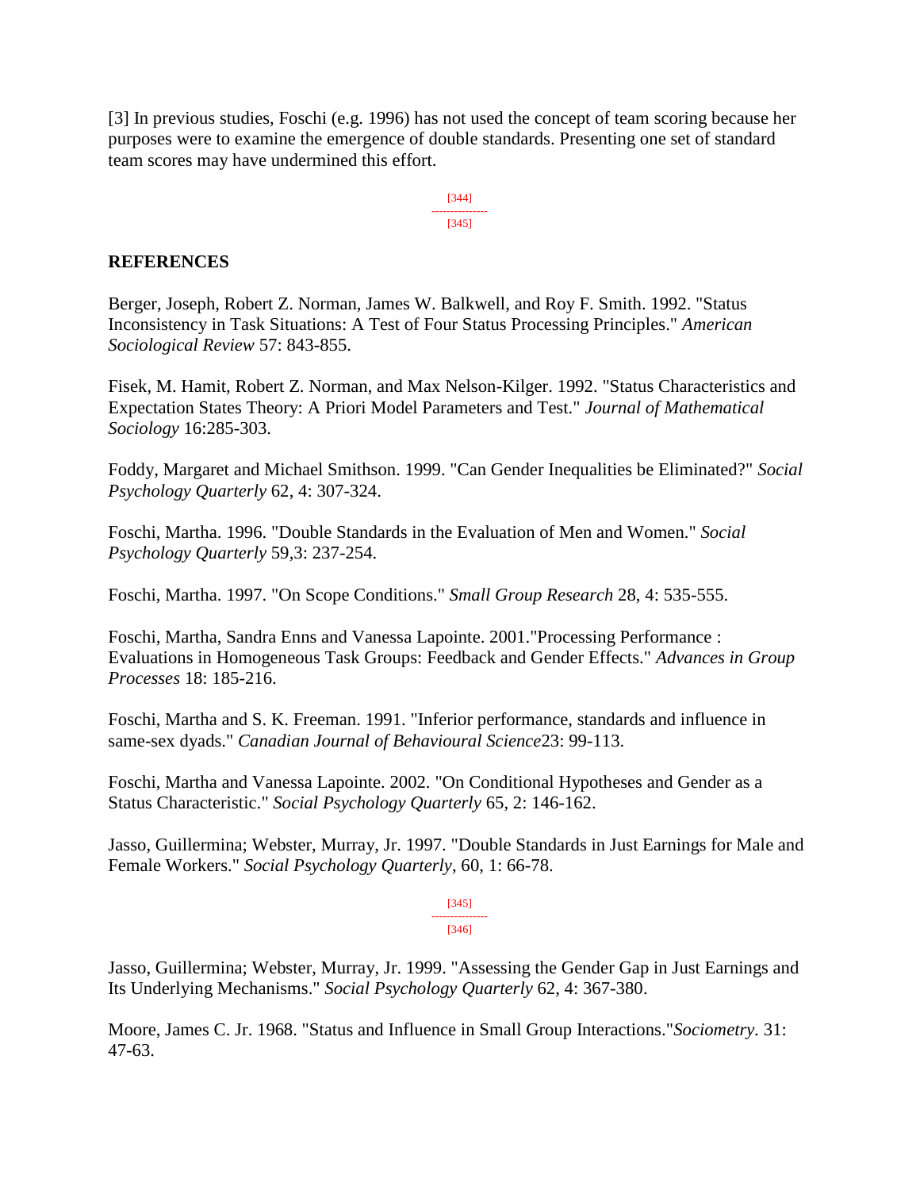[3] In previous studies, Foschi (e.g. 1996) has not used the concept of team scoring because her purposes were to examine the emergence of double standards. Presenting one set of standard team scores may have undermined this effort.

## REFERENCES

Berger, Joseph, Robert Z. Norman, James W. Balkwell, and Roy F. Smith. 1992. "Status Inconsistency in Task Situations: A Test of Four Status Processing Principles." *American Sociological Review* 57: 843-855.

Fisek, M. Hamit, Robert Z. Norman, and Max Nelson-Kilger. 1992. "Status Characteristics and Expectation States Theory: A Priori Model Parameters and Test." *Journal of Mathematical Sociology* 16:285-303.

Foddy, Margaret and Michael Smithson. 1999. "Can Gender Inequalities be Eliminated?" *Social Psychology Quarterly* 62, 4: 307-324.

Foschi, Martha. 1996. "Double Standards in the Evaluation of Men and Women." *Social Psychology Quarterly* 59,3: 237-254.

Foschi, Martha. 1997. "On Scope Conditions." *Small Group Research* 28, 4: 535-555.

Foschi, Martha, Sandra Enns and Vanessa Lapointe. 2001."Processing Performance : Evaluations in Homogeneous Task Groups: Feedback and Gender Effects." *Advances in Group Processes* 18: 185-216.

Foschi, Martha and S. K. Freeman. 1991. "Inferior performance, standards and influence in same-sex dyads." *Canadian Journal of Behavioural Science*23: 99-113.

Foschi, Martha and Vanessa Lapointe. 2002. "On Conditional Hypotheses and Gender as a Status Characteristic." *Social Psychology Quarterly* 65, 2: 146-162.

Jasso, Guillermina; Webster, Murray, Jr. 1997. "Double Standards in Just Earnings for Male and Female Workers." *Social Psychology Quarterly*, 60, 1: 66-78.

Jasso, Guillermina; Webster, Murray, Jr. 1999. "Assessing the Gender Gap in Just Earnings and Its Underlying Mechanisms." *Social Psychology Quarterly* 62, 4: 367-380.

Moore, James C. Jr. 1968. "Status and Influence in Small Group Interactions."*Sociometry.* 31: 47-63.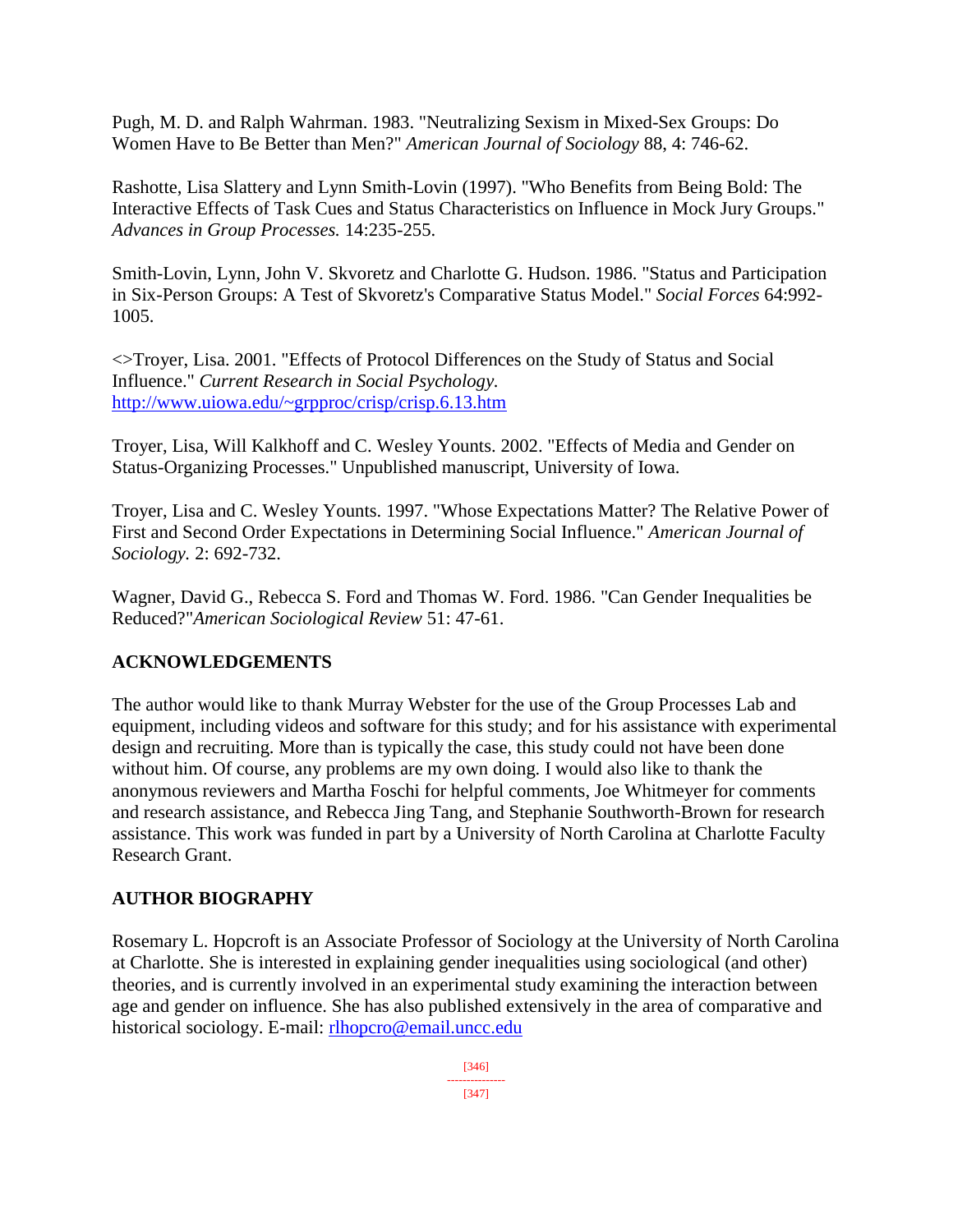Pugh, M. D. and Ralph Wahrman. 1983. "Neutralizing Sexism in Mixed-Sex Groups: Do Women Have to Be Better than Men?" *American Journal of Sociology* 88, 4: 746-62.

Rashotte, Lisa Slattery and Lynn Smith-Lovin (1997). "Who Benefits from Being Bold: The Interactive Effects of Task Cues and Status Characteristics on Influence in Mock Jury Groups." *Advances in Group Processes.* 14:235-255.

Smith-Lovin, Lynn, John V. Skvoretz and Charlotte G. Hudson. 1986. "Status and Participation in Six-Person Groups: A Test of Skvoretz's Comparative Status Model." *Social Forces* 64:992-1005.

<>Troyer, Lisa. 2001. "Effects of Protocol Differences on the Study of Status and Social Influence." *Current Research in Social Psychology.* http://www.uiowa.edu/~grpproc/crisp/crisp.6.13.htm

Troyer, Lisa, Will Kalkhoff and C. Wesley Younts. 2002. "Effects of Media and Gender on Status-Organizing Processes." Unpublished manuscript, University of Iowa.

Troyer, Lisa and C. Wesley Younts. 1997. "Whose Expectations Matter? The Relative Power of First and Second Order Expectations in Determining Social Influence." *American Journal of Sociology.* 2: 692-732.

Wagner, David G., Rebecca S. Ford and Thomas W. Ford. 1986. "Can Gender Inequalities be Reduced?"*American Sociological Review* 51: 47-61.

## ACKNOWLEDGEMENTS

The author would like to thank Murray Webster for the use of the Group Processes Lab and equipment, including videos and software for this study; and for his assistance with experimental design and recruiting. More than is typically the case, this study could not have been done without him. Of course, any problems are my own doing. I would also like to thank the anonymous reviewers and Martha Foschi for helpful comments, Joe Whitmeyer for comments and research assistance, and Rebecca Jing Tang, and Stephanie Southworth-Brown for research assistance. This work was funded in part by a University of North Carolina at Charlotte Faculty Research Grant.

## AUTHOR BIOGRAPHY

Rosemary L. Hopcroft is an Associate Professor of Sociology at the University of North Carolina at Charlotte. She is interested in explaining gender inequalities using sociological (and other) theories, and is currently involved in an experimental study examining the interaction between age and gender on influence. She has also published extensively in the area of comparative and historical sociology. E-mail: rlhopcro@email.uncc.edu